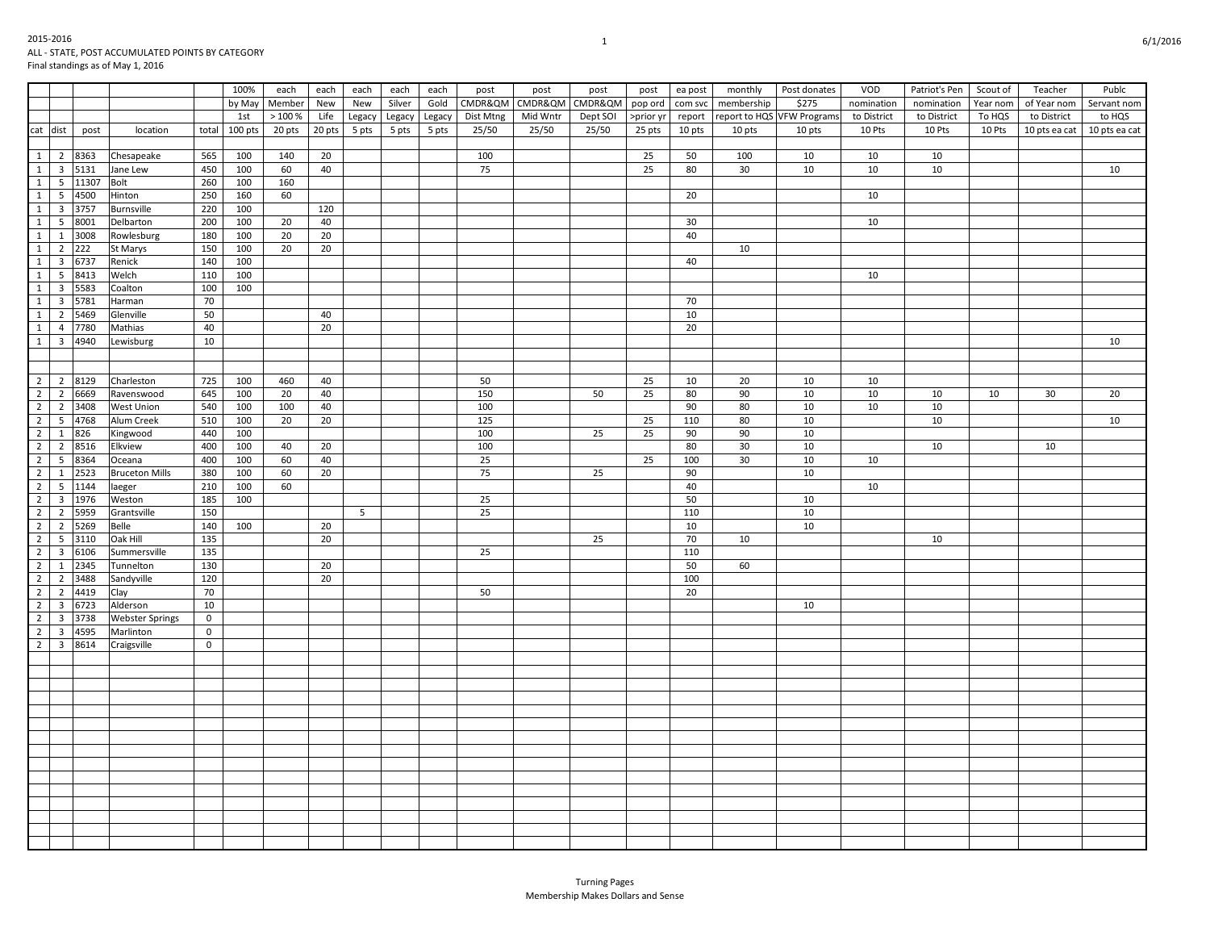2015-2016
ALL - STATE, POST ACCUMULATED POINTS BY CATEGORY
Final standings as of May 1, 2016

| | | | | | 100% | each | each | each | each | each | post | post | post | post | ea post | monthly | Post donates | VOD | Patriot's Pen | Scout of | Teacher | Publc |
|---|---|---|---|---|---|---|---|---|---|---|---|---|---|---|---|---|---|---|---|---|---|---|
| | | | | | by May | Member | New | New | Silver | Gold | CMDR&QM | CMDR&QM | CMDR&QM | pop ord | com svc | membership | $275 | nomination | nomination | Year nom | of Year nom | Servant nom |
| | | | | | 1st | > 100 % | Life | Legacy | Legacy | Legacy | Dist Mtng | Mid Wntr | Dept SOI | >prior yr | report | report to HQS | VFW Programs | to District | to District | To HQS | to District | to HQS |
| cat | dist | post | location | total | 100 pts | 20 pts | 20 pts | 5 pts | 5 pts | 5 pts | 25/50 | 25/50 | 25/50 | 25 pts | 10 pts | 10 pts | 10 pts | 10 Pts | 10 Pts | 10 Pts | 10 pts ea cat | 10 pts ea cat |
| 1 | 2 | 8363 | Chesapeake | 565 | 100 | 140 | 20 | | | | 100 | | | 25 | 50 | 100 | 10 | 10 | 10 | | | |
| 1 | 3 | 5131 | Jane Lew | 450 | 100 | 60 | 40 | | | | 75 | | | 25 | 80 | 30 | 10 | 10 | 10 | | | 10 |
| 1 | 5 | 11307 | Bolt | 260 | 100 | 160 | | | | | | | | | | | | | | | | |
| 1 | 5 | 4500 | Hinton | 250 | 160 | 60 | | | | | | | | | 20 | | | 10 | | | | |
| 1 | 3 | 3757 | Burnsville | 220 | 100 | | 120 | | | | | | | | | | | | | | | |
| 1 | 5 | 8001 | Delbarton | 200 | 100 | 20 | 40 | | | | | | | | 30 | | | 10 | | | | |
| 1 | 1 | 3008 | Rowlesburg | 180 | 100 | 20 | 20 | | | | | | | | 40 | | | | | | | |
| 1 | 2 | 222 | St Marys | 150 | 100 | 20 | 20 | | | | | | | | | 10 | | | | | | |
| 1 | 3 | 6737 | Renick | 140 | 100 | | | | | | | | | | 40 | | | | | | | |
| 1 | 5 | 8413 | Welch | 110 | 100 | | | | | | | | | | | | | 10 | | | | |
| 1 | 3 | 5583 | Coalton | 100 | 100 | | | | | | | | | | | | | | | | | |
| 1 | 3 | 5781 | Harman | 70 | | | | | | | | | | | 70 | | | | | | | |
| 1 | 2 | 5469 | Glenville | 50 | | | 40 | | | | | | | | 10 | | | | | | | |
| 1 | 4 | 7780 | Mathias | 40 | | | 20 | | | | | | | | 20 | | | | | | | |
| 1 | 3 | 4940 | Lewisburg | 10 | | | | | | | | | | | | | | | | | | 10 |
| 2 | 2 | 8129 | Charleston | 725 | 100 | 460 | 40 | | | | 50 | | | 25 | 10 | 20 | 10 | 10 | | | | |
| 2 | 2 | 6669 | Ravenswood | 645 | 100 | 20 | 40 | | | | 150 | | 50 | 25 | 80 | 90 | 10 | 10 | 10 | 10 | 30 | 20 |
| 2 | 2 | 3408 | West Union | 540 | 100 | 100 | 40 | | | | 100 | | | | 90 | 80 | 10 | 10 | 10 | | | |
| 2 | 5 | 4768 | Alum Creek | 510 | 100 | 20 | 20 | | | | 125 | | | 25 | 110 | 80 | 10 | | 10 | | | 10 |
| 2 | 1 | 826 | Kingwood | 440 | 100 | | | | | | 100 | | 25 | 25 | 90 | 90 | 10 | | | | | |
| 2 | 2 | 8516 | Elkview | 400 | 100 | 40 | 20 | | | | 100 | | | | 80 | 30 | 10 | | 10 | | 10 | |
| 2 | 5 | 8364 | Oceana | 400 | 100 | 60 | 40 | | | | 25 | | | 25 | 100 | 30 | 10 | 10 | | | | |
| 2 | 1 | 2523 | Bruceton Mills | 380 | 100 | 60 | 20 | | | | 75 | | 25 | | 90 | | 10 | | | | | |
| 2 | 5 | 1144 | Iaeger | 210 | 100 | 60 | | | | | | | | | 40 | | | 10 | | | | |
| 2 | 3 | 1976 | Weston | 185 | 100 | | | | | | 25 | | | | 50 | | 10 | | | | | |
| 2 | 2 | 5959 | Grantsville | 150 | | | | 5 | | | 25 | | | | 110 | | 10 | | | | | |
| 2 | 2 | 5269 | Belle | 140 | 100 | | 20 | | | | | | | | 10 | | 10 | | | | | |
| 2 | 5 | 3110 | Oak Hill | 135 | | | 20 | | | | | | 25 | | 70 | 10 | | | 10 | | | |
| 2 | 3 | 6106 | Summersville | 135 | | | | | | | 25 | | | | 110 | | | | | | | |
| 2 | 1 | 2345 | Tunnelton | 130 | | | 20 | | | | | | | | 50 | 60 | | | | | | |
| 2 | 2 | 3488 | Sandyville | 120 | | | 20 | | | | | | | | 100 | | | | | | | |
| 2 | 2 | 4419 | Clay | 70 | | | | | | | 50 | | | | 20 | | | | | | | |
| 2 | 3 | 6723 | Alderson | 10 | | | | | | | | | | | | | 10 | | | | | |
| 2 | 3 | 3738 | Webster Springs | 0 | | | | | | | | | | | | | | | | | | |
| 2 | 3 | 4595 | Marlinton | 0 | | | | | | | | | | | | | | | | | | |
| 2 | 3 | 8614 | Craigsville | 0 | | | | | | | | | | | | | | | | | | |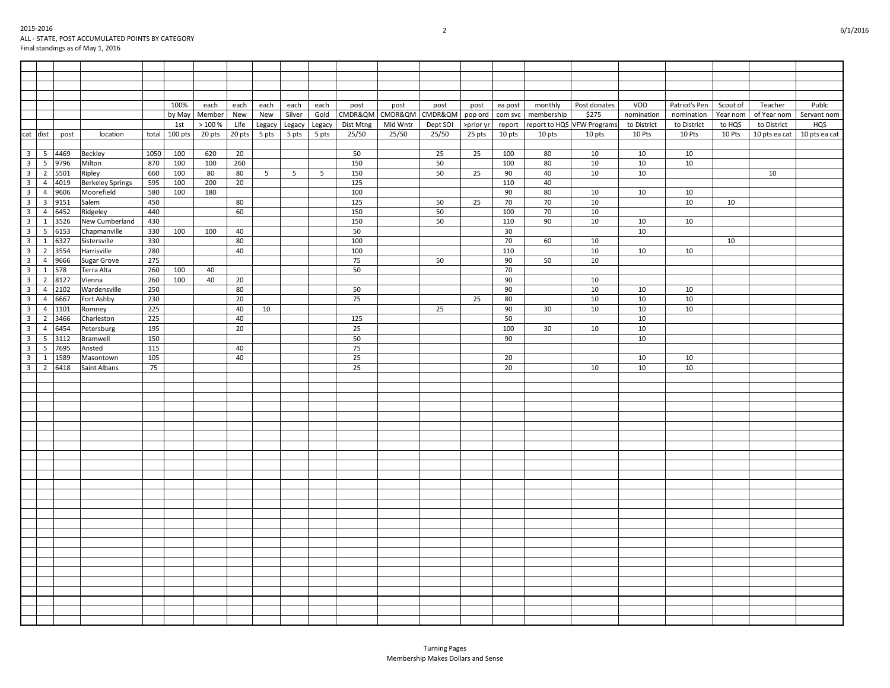2015-2016
ALL - STATE, POST ACCUMULATED POINTS BY CATEGORY
Final standings as of May 1, 2016

| cat | dist | post | location | total | 100% by May 1st 100 pts | each Member > 100 % 20 pts | each New Life 20 pts | each New Legacy 5 pts | each Silver Legacy 5 pts | each Gold Legacy 5 pts | post CMDR&QM Dist Mtng 25/50 | post CMDR&QM Mid Wntr 25/50 | post CMDR&QM Dept SOI 25/50 | post pop ord >prior yr 25 pts | ea post com svc report 10 pts | monthly membership report to HQS 10 pts | Post donates $275 VFW Programs 10 pts | VOD nomination to District 10 Pts | Patriot's Pen nomination to District 10 Pts | Scout of Year nom to HQS 10 Pts | Teacher of Year nom to District 10 pts ea cat | Publc Servant nom HQS 10 pts ea cat |
|---|---|---|---|---|---|---|---|---|---|---|---|---|---|---|---|---|---|---|---|---|---|---|
| 3 | 5 | 4469 | Beckley | 1050 | 100 | 620 | 20 | | | | 50 | | 25 | 25 | 100 | 80 | 10 | 10 | 10 | | | |
| 3 | 5 | 9796 | Milton | 870 | 100 | 100 | 260 | | | | 150 | | 50 | | 100 | 80 | 10 | 10 | 10 | | | |
| 3 | 2 | 5501 | Ripley | 660 | 100 | 80 | 80 | 5 | 5 | 5 | 150 | | 50 | 25 | 90 | 40 | 10 | 10 | | | 10 | |
| 3 | 4 | 4019 | Berkeley Springs | 595 | 100 | 200 | 20 | | | | 125 | | | | 110 | 40 | | | | | | |
| 3 | 4 | 9606 | Moorefield | 580 | 100 | 180 | | | | | 100 | | | | 90 | 80 | 10 | 10 | 10 | | | |
| 3 | 3 | 9151 | Salem | 450 | | | 80 | | | | 125 | | 50 | 25 | 70 | 70 | 10 | | 10 | 10 | | |
| 3 | 4 | 6452 | Ridgeley | 440 | | | 60 | | | | 150 | | 50 | | 100 | 70 | 10 | | | | | |
| 3 | 1 | 3526 | New Cumberland | 430 | | | | | | | 150 | | 50 | | 110 | 90 | 10 | 10 | 10 | | | |
| 3 | 5 | 6153 | Chapmanville | 330 | 100 | 100 | 40 | | | | 50 | | | | 30 | | | 10 | | | | |
| 3 | 1 | 6327 | Sistersville | 330 | | | 80 | | | | 100 | | | | 70 | 60 | 10 | | | 10 | | |
| 3 | 2 | 3554 | Harrisville | 280 | | | 40 | | | | 100 | | | | 110 | | 10 | 10 | 10 | | | |
| 3 | 4 | 9666 | Sugar Grove | 275 | | | | | | | 75 | | 50 | | 90 | 50 | 10 | | | | | |
| 3 | 1 | 578 | Terra Alta | 260 | 100 | 40 | | | | | 50 | | | | 70 | | | | | | | |
| 3 | 2 | 8127 | Vienna | 260 | 100 | 40 | 20 | | | | | | | | 90 | | 10 | | | | | |
| 3 | 4 | 2102 | Wardensville | 250 | | | 80 | | | | 50 | | | | 90 | | 10 | 10 | 10 | | | |
| 3 | 4 | 6667 | Fort Ashby | 230 | | | 20 | | | | 75 | | | 25 | 80 | | 10 | 10 | 10 | | | |
| 3 | 4 | 1101 | Romney | 225 | | | 40 | 10 | | | | | 25 | | 90 | 30 | 10 | 10 | 10 | | | |
| 3 | 2 | 3466 | Charleston | 225 | | | 40 | | | | 125 | | | | 50 | | | 10 | | | | |
| 3 | 4 | 6454 | Petersburg | 195 | | | 20 | | | | 25 | | | | 100 | 30 | 10 | 10 | | | | |
| 3 | 5 | 3112 | Bramwell | 150 | | | | | | | 50 | | | | 90 | | | 10 | | | | |
| 3 | 5 | 7695 | Ansted | 115 | | | 40 | | | | 75 | | | | | | | | | | | |
| 3 | 1 | 1589 | Masontown | 105 | | | 40 | | | | 25 | | | | 20 | | | 10 | 10 | | | |
| 3 | 2 | 6418 | Saint Albans | 75 | | | | | | | 25 | | | | 20 | | 10 | 10 | 10 | | | |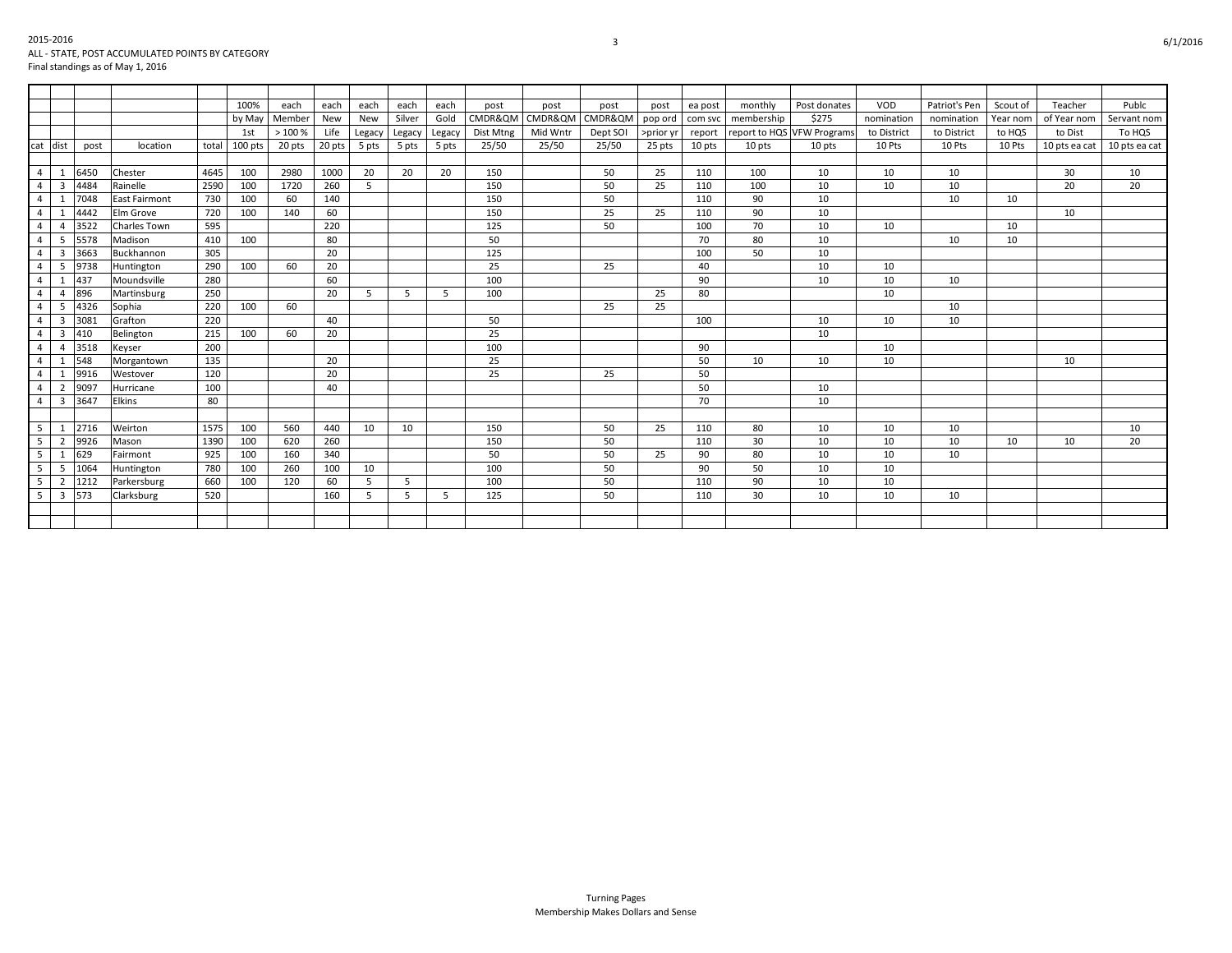2015-2016
ALL - STATE, POST ACCUMULATED POINTS BY CATEGORY
Final standings as of May 1, 2016

| cat | dist | post | location | total | 100% by May 1st 100 pts | each Member > 100 % 20 pts | each New Life 20 pts | each New Legacy 5 pts | each Silver Legacy 5 pts | each Gold Legacy 5 pts | post CMDR&QM Dist Mtng 25/50 | post CMDR&QM Mid Wntr 25/50 | post CMDR&QM Dept SOI 25/50 | post pop ord >prior yr 25 pts | ea post com svc report 10 pts | monthly membership report to HQS 10 pts | Post donates $275 VFW Programs 10 pts | VOD nomination to District 10 Pts | Patriot's Pen nomination to District 10 Pts | Scout of Year nom to HQS 10 Pts | Teacher of Year nom to Dist 10 pts ea cat | Publc Servant nom To HQS 10 pts ea cat |
|---|---|---|---|---|---|---|---|---|---|---|---|---|---|---|---|---|---|---|---|---|---|---|
| 4 | 1 | 6450 | Chester | 4645 | 100 | 2980 | 1000 | 20 | 20 | 20 | 150 | | 50 | 25 | 110 | 100 | 10 | 10 | 10 | | 30 | 10 |
| 4 | 3 | 4484 | Rainelle | 2590 | 100 | 1720 | 260 | 5 | | | 150 | | 50 | 25 | 110 | 100 | 10 | 10 | 10 | | 20 | 20 |
| 4 | 1 | 7048 | East Fairmont | 730 | 100 | 60 | 140 | | | | 150 | | 50 | | 110 | 90 | 10 | | 10 | 10 | | |
| 4 | 1 | 4442 | Elm Grove | 720 | 100 | 140 | 60 | | | | 150 | | 25 | 25 | 110 | 90 | 10 | | | | 10 | |
| 4 | 4 | 3522 | Charles Town | 595 | | | 220 | | | | 125 | | 50 | | 100 | 70 | 10 | 10 | | 10 | | |
| 4 | 5 | 5578 | Madison | 410 | 100 | | 80 | | | | 50 | | | | 70 | 80 | 10 | | 10 | 10 | | |
| 4 | 3 | 3663 | Buckhannon | 305 | | | 20 | | | | 125 | | | | 100 | 50 | 10 | | | | | |
| 4 | 5 | 9738 | Huntington | 290 | 100 | 60 | 20 | | | | 25 | | 25 | | 40 | | 10 | 10 | | | | |
| 4 | 1 | 437 | Moundsville | 280 | | | 60 | | | | 100 | | | | 90 | | 10 | 10 | 10 | | | |
| 4 | 4 | 896 | Martinsburg | 250 | | | 20 | 5 | 5 | 5 | 100 | | | 25 | 80 | | | 10 | | | | |
| 4 | 5 | 4326 | Sophia | 220 | 100 | 60 | | | | | | | 25 | 25 | | | | | 10 | | | |
| 4 | 3 | 3081 | Grafton | 220 | | | 40 | | | | 50 | | | | 100 | | 10 | 10 | 10 | | | |
| 4 | 3 | 410 | Belington | 215 | 100 | 60 | 20 | | | | 25 | | | | | | 10 | | | | | |
| 4 | 4 | 3518 | Keyser | 200 | | | | | | | 100 | | | | 90 | | | 10 | | | | |
| 4 | 1 | 548 | Morgantown | 135 | | | 20 | | | | 25 | | | | 50 | 10 | 10 | 10 | | | 10 | |
| 4 | 1 | 9916 | Westover | 120 | | | 20 | | | | 25 | | 25 | | 50 | | | | | | | |
| 4 | 2 | 9097 | Hurricane | 100 | | | 40 | | | | | | | | 50 | | 10 | | | | | |
| 4 | 3 | 3647 | Elkins | 80 | | | | | | | | | | | 70 | | 10 | | | | | |
| 5 | 1 | 2716 | Weirton | 1575 | 100 | 560 | 440 | 10 | 10 | | 150 | | 50 | 25 | 110 | 80 | 10 | 10 | 10 | | | 10 |
| 5 | 2 | 9926 | Mason | 1390 | 100 | 620 | 260 | | | | 150 | | 50 | | 110 | 30 | 10 | 10 | 10 | 10 | 10 | 20 |
| 5 | 1 | 629 | Fairmont | 925 | 100 | 160 | 340 | | | | 50 | | 50 | 25 | 90 | 80 | 10 | 10 | 10 | | | |
| 5 | 5 | 1064 | Huntington | 780 | 100 | 260 | 100 | 10 | | | 100 | | 50 | | 90 | 50 | 10 | 10 | | | | |
| 5 | 2 | 1212 | Parkersburg | 660 | 100 | 120 | 60 | 5 | 5 | | 100 | | 50 | | 110 | 90 | 10 | 10 | | | | |
| 5 | 3 | 573 | Clarksburg | 520 | | | 160 | 5 | 5 | 5 | 125 | | 50 | | 110 | 30 | 10 | 10 | 10 | | | |